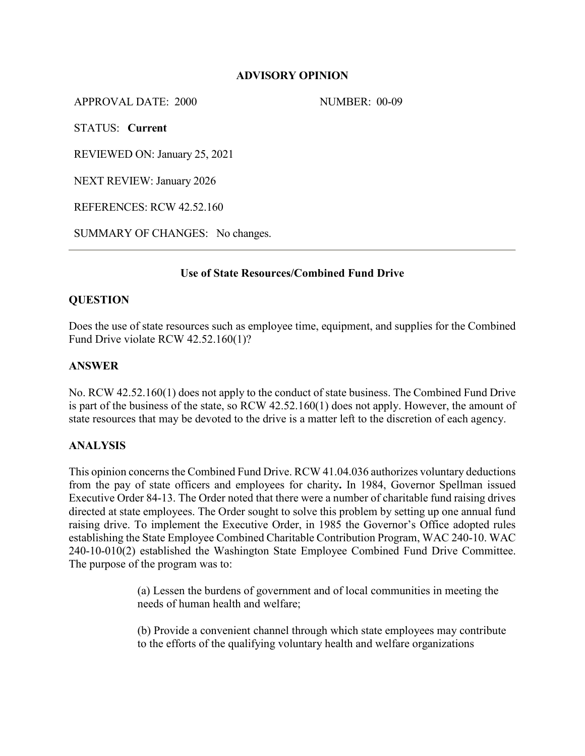# ADVISORY OPINION

APPROVAL DATE: 2000 NUMBER: 00-09

STATUS: **Current**

REVIEWED ON: January 25, 2021

NEXT REVIEW: January 2026

REFERENCES: RCW 42.52.160

SUMMARY OF CHANGES: No changes.

---

### Use of State Resources/Combined Fund Drive

## QUESTION

Does the use of state resources such as employee time, equipment, and supplies for the Combined Fund Drive violate RCW 42.52.160(1)?

## ANSWER

No. RCW 42.52.160(1) does not apply to the conduct of state business. The Combined Fund Drive is part of the business of the state, so RCW 42.52.160(1) does not apply. However, the amount of state resources that may be devoted to the drive is a matter left to the discretion of each agency.

## ANALYSIS

This opinion concerns the Combined Fund Drive. RCW 41.04.036 authorizes voluntary deductions from the pay of state officers and employees for charity**.** In 1984, Governor Spellman issued Executive Order 84-13. The Order noted that there were a number of charitable fund raising drives directed at state employees. The Order sought to solve this problem by setting up one annual fund raising drive. To implement the Executive Order, in 1985 the Governor's Office adopted rules establishing the State Employee Combined Charitable Contribution Program, WAC 240-10. WAC 240-10-010(2) established the Washington State Employee Combined Fund Drive Committee. The purpose of the program was to:

> (a) Lessen the burdens of government and of local communities in meeting the needs of human health and welfare;
>
> (b) Provide a convenient channel through which state employees may contribute to the efforts of the qualifying voluntary health and welfare organizations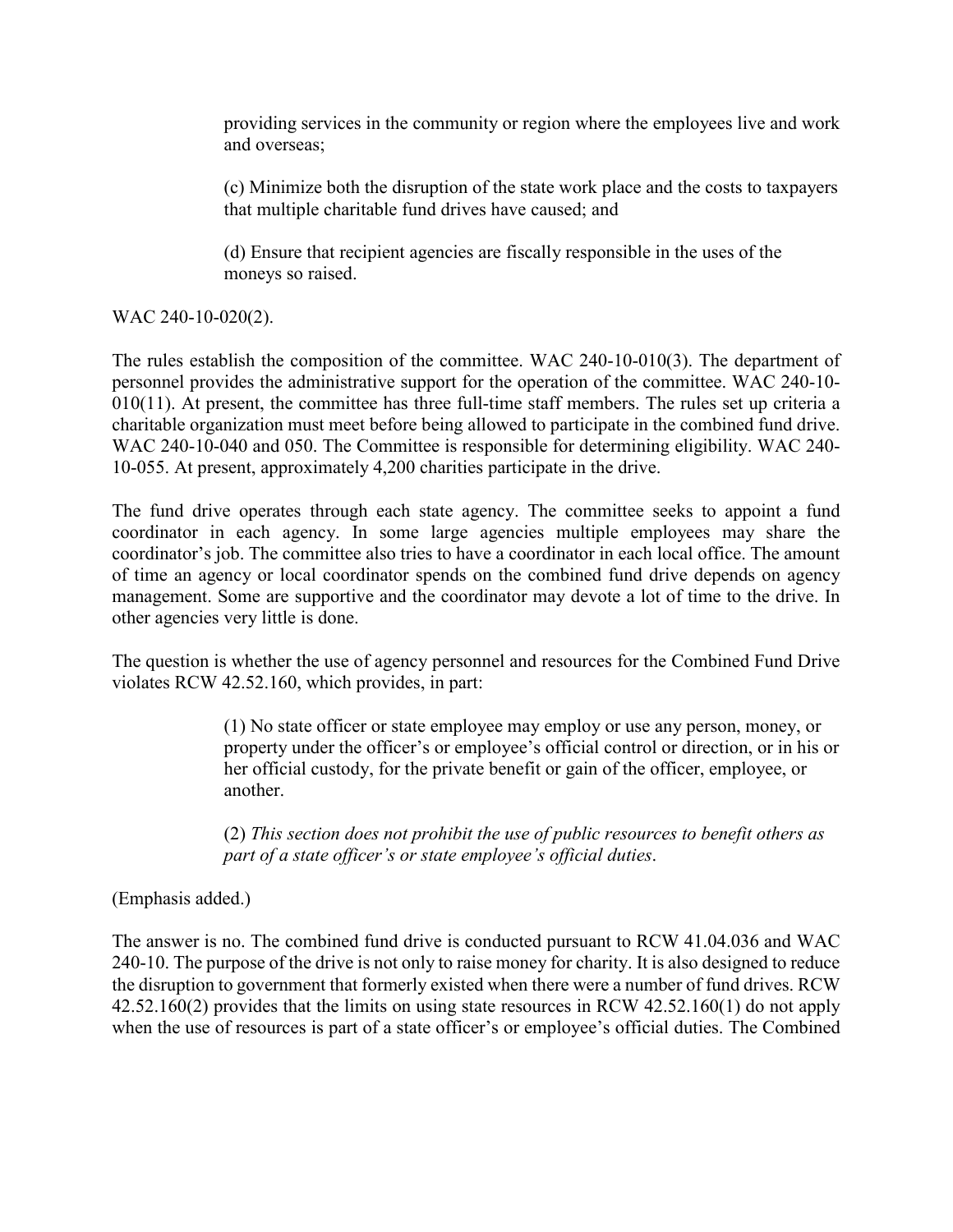providing services in the community or region where the employees live and work and overseas;

(c) Minimize both the disruption of the state work place and the costs to taxpayers that multiple charitable fund drives have caused; and

(d) Ensure that recipient agencies are fiscally responsible in the uses of the moneys so raised.

WAC 240-10-020(2).

The rules establish the composition of the committee. WAC 240-10-010(3). The department of personnel provides the administrative support for the operation of the committee. WAC 240-10-010(11). At present, the committee has three full-time staff members. The rules set up criteria a charitable organization must meet before being allowed to participate in the combined fund drive. WAC 240-10-040 and 050. The Committee is responsible for determining eligibility. WAC 240-10-055. At present, approximately 4,200 charities participate in the drive.

The fund drive operates through each state agency. The committee seeks to appoint a fund coordinator in each agency. In some large agencies multiple employees may share the coordinator's job. The committee also tries to have a coordinator in each local office. The amount of time an agency or local coordinator spends on the combined fund drive depends on agency management. Some are supportive and the coordinator may devote a lot of time to the drive. In other agencies very little is done.

The question is whether the use of agency personnel and resources for the Combined Fund Drive violates RCW 42.52.160, which provides, in part:

> (1) No state officer or state employee may employ or use any person, money, or property under the officer's or employee's official control or direction, or in his or her official custody, for the private benefit or gain of the officer, employee, or another.
>
> (2) *This section does not prohibit the use of public resources to benefit others as part of a state officer's or state employee's official duties*.

(Emphasis added.)

The answer is no. The combined fund drive is conducted pursuant to RCW 41.04.036 and WAC 240-10. The purpose of the drive is not only to raise money for charity. It is also designed to reduce the disruption to government that formerly existed when there were a number of fund drives. RCW 42.52.160(2) provides that the limits on using state resources in RCW 42.52.160(1) do not apply when the use of resources is part of a state officer's or employee's official duties. The Combined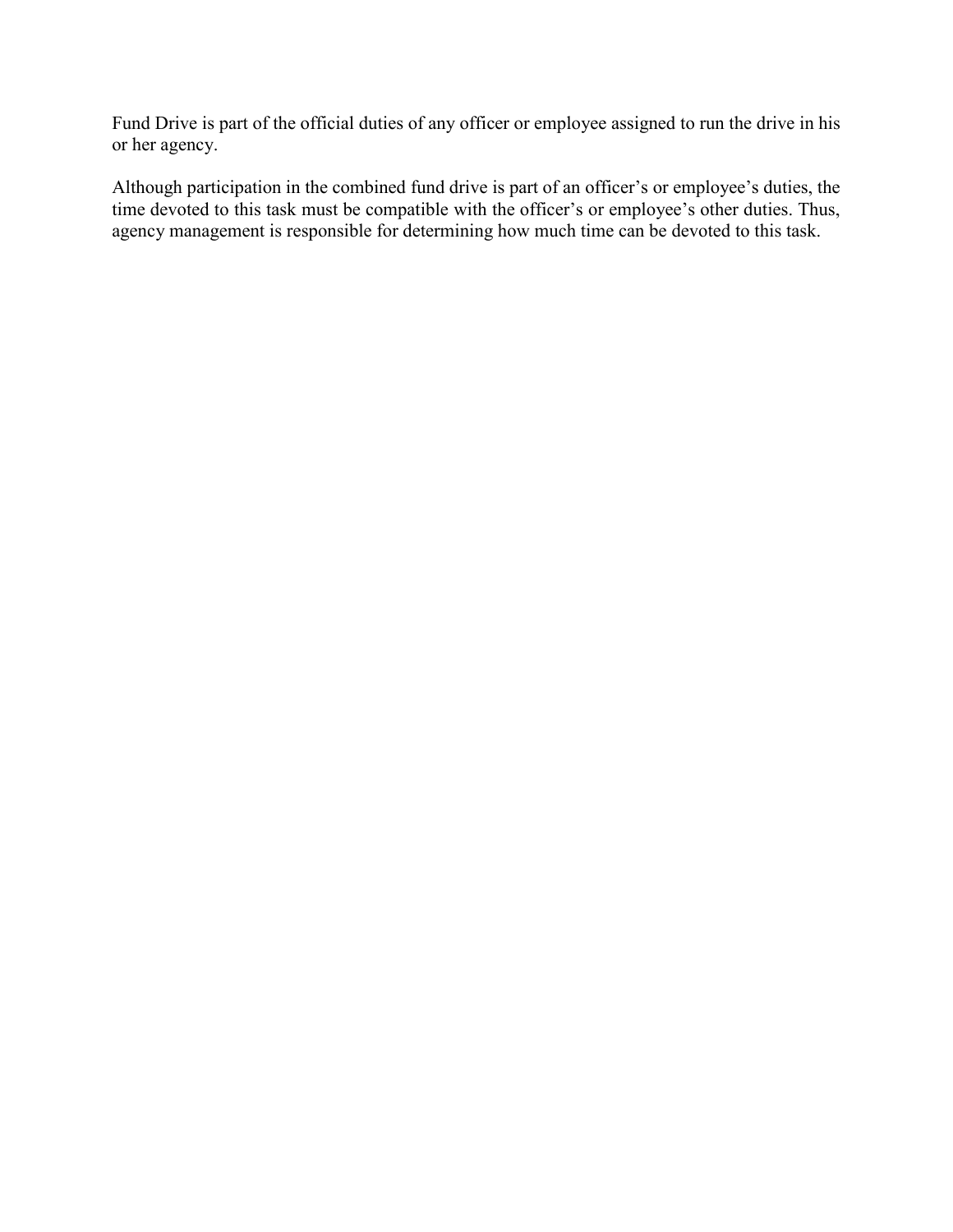Fund Drive is part of the official duties of any officer or employee assigned to run the drive in his or her agency.

Although participation in the combined fund drive is part of an officer's or employee's duties, the time devoted to this task must be compatible with the officer's or employee's other duties. Thus, agency management is responsible for determining how much time can be devoted to this task.